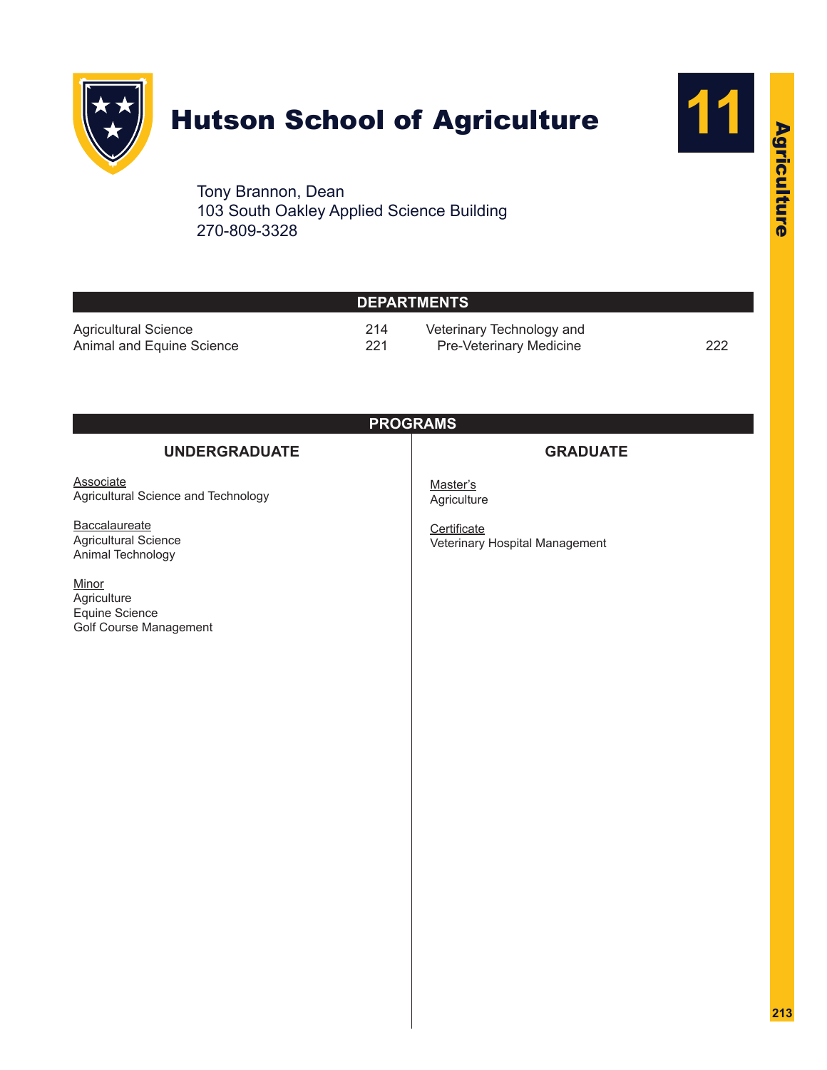# Hutson School of Agriculture

Tony Brannon, Dean
103 South Oakley Applied Science Building
270-809-3328

## DEPARTMENTS

| Department | Page |
| --- | --- |
| Agricultural Science | 214 |
| Animal and Equine Science | 221 |
| Veterinary Technology and Pre-Veterinary Medicine | 222 |

## PROGRAMS

### UNDERGRADUATE

Associate
Agricultural Science and Technology

Baccalaureate
Agricultural Science
Animal Technology

Minor
Agriculture
Equine Science
Golf Course Management

### GRADUATE

Master's
Agriculture

Certificate
Veterinary Hospital Management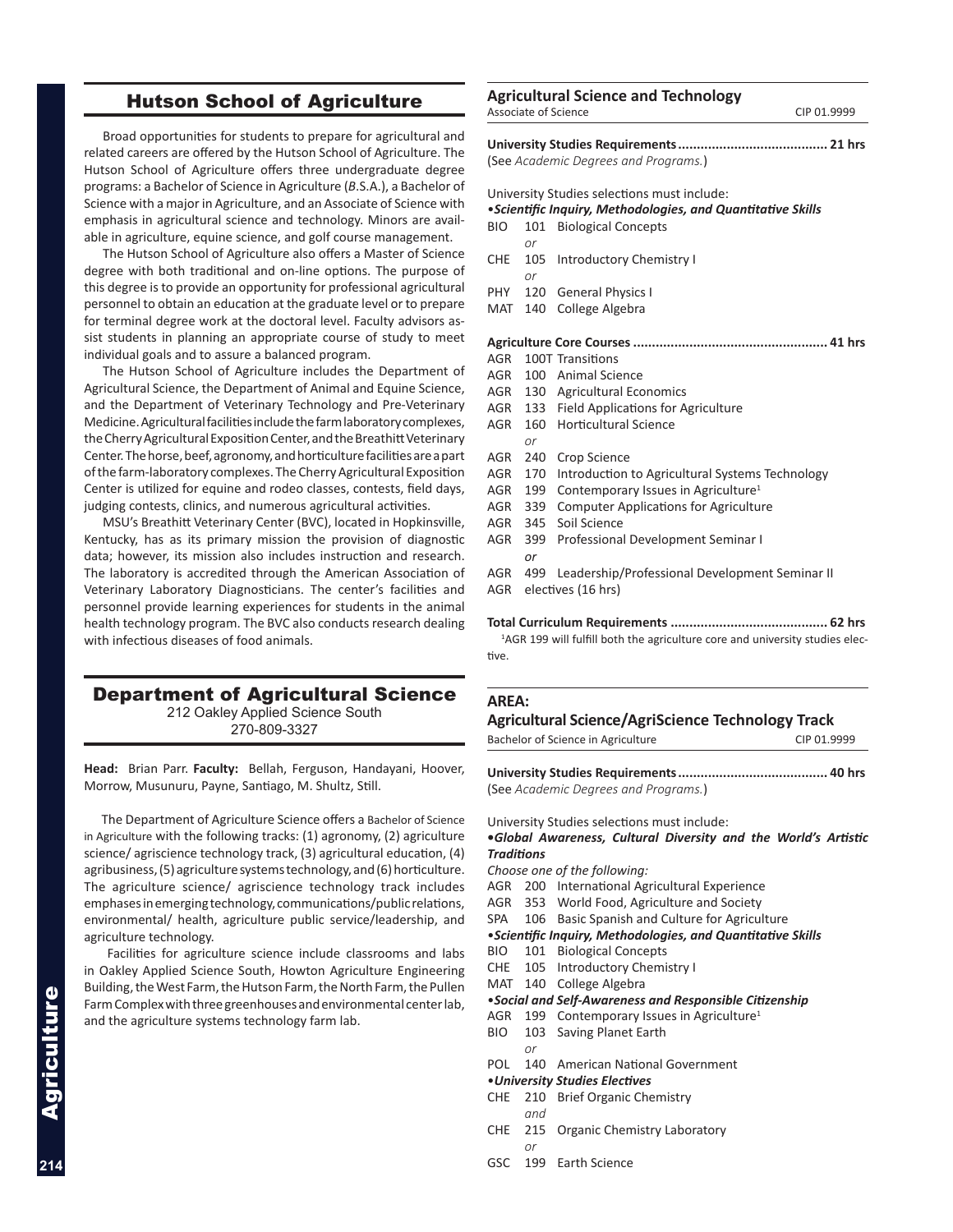## Hutson School of Agriculture

Broad opportunities for students to prepare for agricultural and related careers are offered by the Hutson School of Agriculture. The Hutson School of Agriculture offers three undergraduate degree programs: a Bachelor of Science in Agriculture (*B*.S.A.), a Bachelor of Science with a major in Agriculture, and an Associate of Science with emphasis in agricultural science and technology. Minors are available in agriculture, equine science, and golf course management.

The Hutson School of Agriculture also offers a Master of Science degree with both traditional and on-line options. The purpose of this degree is to provide an opportunity for professional agricultural personnel to obtain an education at the graduate level or to prepare for terminal degree work at the doctoral level. Faculty advisors assist students in planning an appropriate course of study to meet individual goals and to assure a balanced program.

The Hutson School of Agriculture includes the Department of Agricultural Science, the Department of Animal and Equine Science, and the Department of Veterinary Technology and Pre-Veterinary Medicine. Agricultural facilities include the farm laboratory complexes, the Cherry Agricultural Exposition Center, and the Breathitt Veterinary Center. The horse, beef, agronomy, and horticulture facilities are a part of the farm-laboratory complexes. The Cherry Agricultural Exposition Center is utilized for equine and rodeo classes, contests, field days, judging contests, clinics, and numerous agricultural activities.

MSU's Breathitt Veterinary Center (BVC), located in Hopkinsville, Kentucky, has as its primary mission the provision of diagnostic data; however, its mission also includes instruction and research. The laboratory is accredited through the American Association of Veterinary Laboratory Diagnosticians. The center's facilities and personnel provide learning experiences for students in the animal health technology program. The BVC also conducts research dealing with infectious diseases of food animals.

## Department of Agricultural Science

212 Oakley Applied Science South
270-809-3327

**Head:** Brian Parr. **Faculty:** Bellah, Ferguson, Handayani, Hoover, Morrow, Musunuru, Payne, Santiago, M. Shultz, Still.

The Department of Agriculture Science offers a Bachelor of Science in Agriculture with the following tracks: (1) agronomy, (2) agriculture science/ agriscience technology track, (3) agricultural education, (4) agribusiness, (5) agriculture systems technology, and (6) horticulture. The agriculture science/ agriscience technology track includes emphases in emerging technology, communications/public relations, environmental/ health, agriculture public service/leadership, and agriculture technology.

Facilities for agriculture science include classrooms and labs in Oakley Applied Science South, Howton Agriculture Engineering Building, the West Farm, the Hutson Farm, the North Farm, the Pullen Farm Complex with three greenhouses and environmental center lab, and the agriculture systems technology farm lab.

### Agricultural Science and Technology

Associate of Science — CIP 01.9999

**University Studies Requirements ........................................ 21 hrs**
(See *Academic Degrees and Programs.*)

University Studies selections must include:
•*Scientific Inquiry, Methodologies, and Quantitative Skills*
BIO 101 Biological Concepts
*or*
CHE 105 Introductory Chemistry I
*or*
PHY 120 General Physics I
MAT 140 College Algebra

**Agriculture Core Courses ................................................... 41 hrs**
AGR 100T Transitions
AGR 100 Animal Science
AGR 130 Agricultural Economics
AGR 133 Field Applications for Agriculture
AGR 160 Horticultural Science
*or*
AGR 240 Crop Science
AGR 170 Introduction to Agricultural Systems Technology
AGR 199 Contemporary Issues in Agriculture[1]
AGR 339 Computer Applications for Agriculture
AGR 345 Soil Science
AGR 399 Professional Development Seminar I
*or*
AGR 499 Leadership/Professional Development Seminar II
AGR electives (16 hrs)

**Total Curriculum Requirements .......................................... 62 hrs**

[1]AGR 199 will fulfill both the agriculture core and university studies elective.

### AREA:
### Agricultural Science/AgriScience Technology Track

Bachelor of Science in Agriculture — CIP 01.9999

**University Studies Requirements ........................................ 40 hrs**
(See *Academic Degrees and Programs.*)

University Studies selections must include:
•***Global Awareness, Cultural Diversity and the World's Artistic Traditions***
*Choose one of the following:*
AGR 200 International Agricultural Experience
AGR 353 World Food, Agriculture and Society
SPA 106 Basic Spanish and Culture for Agriculture
•***Scientific Inquiry, Methodologies, and Quantitative Skills***
BIO 101 Biological Concepts
CHE 105 Introductory Chemistry I
MAT 140 College Algebra
•***Social and Self-Awareness and Responsible Citizenship***
AGR 199 Contemporary Issues in Agriculture[1]
BIO 103 Saving Planet Earth
*or*
POL 140 American National Government
•***University Studies Electives***
CHE 210 Brief Organic Chemistry
*and*
CHE 215 Organic Chemistry Laboratory
*or*
GSC 199 Earth Science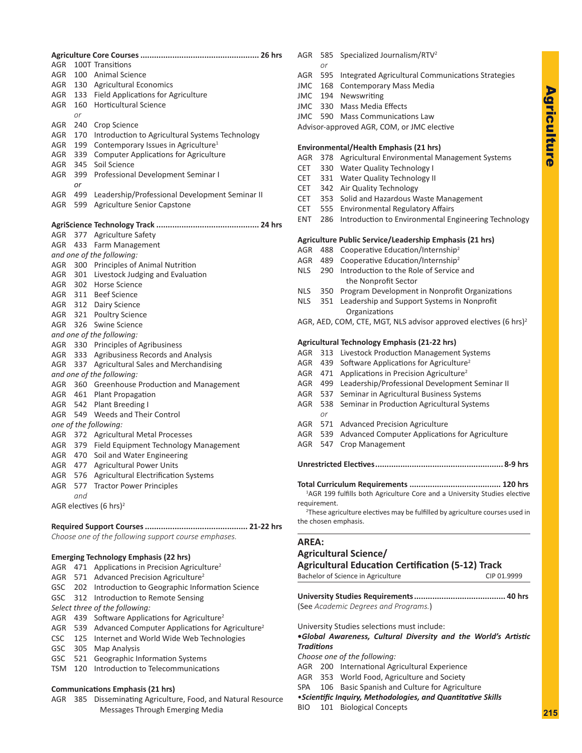**Agriculture Core Courses .................................................... 26 hrs**

AGR 100T Transitions
AGR 100 Animal Science
AGR 130 Agricultural Economics
AGR 133 Field Applications for Agriculture
AGR 160 Horticultural Science
*or*
AGR 240 Crop Science
AGR 170 Introduction to Agricultural Systems Technology
AGR 199 Contemporary Issues in Agriculture[1]
AGR 339 Computer Applications for Agriculture
AGR 345 Soil Science
AGR 399 Professional Development Seminar I
*or*
AGR 499 Leadership/Professional Development Seminar II
AGR 599 Agriculture Senior Capstone

**AgriScience Technology Track ............................................ 24 hrs**

AGR 377 Agriculture Safety
AGR 433 Farm Management
*and one of the following:*
AGR 300 Principles of Animal Nutrition
AGR 301 Livestock Judging and Evaluation
AGR 302 Horse Science
AGR 311 Beef Science
AGR 312 Dairy Science
AGR 321 Poultry Science
AGR 326 Swine Science
*and one of the following:*
AGR 330 Principles of Agribusiness
AGR 333 Agribusiness Records and Analysis
AGR 337 Agricultural Sales and Merchandising
*and one of the following:*
AGR 360 Greenhouse Production and Management
AGR 461 Plant Propagation
AGR 542 Plant Breeding I
AGR 549 Weeds and Their Control
*one of the following:*
AGR 372 Agricultural Metal Processes
AGR 379 Field Equipment Technology Management
AGR 470 Soil and Water Engineering
AGR 477 Agricultural Power Units
AGR 576 Agricultural Electrification Systems
AGR 577 Tractor Power Principles
*and*
AGR electives (6 hrs)[2]

**Required Support Courses ............................................ 21-22 hrs**

*Choose one of the following support course emphases.*

**Emerging Technology Emphasis (22 hrs)**

AGR 471 Applications in Precision Agriculture[2]
AGR 571 Advanced Precision Agriculture[2]
GSC 202 Introduction to Geographic Information Science
GSC 312 Introduction to Remote Sensing
*Select three of the following:*
AGR 439 Software Applications for Agriculture[2]
AGR 539 Advanced Computer Applications for Agriculture[2]
CSC 125 Internet and World Wide Web Technologies
GSC 305 Map Analysis
GSC 521 Geographic Information Systems
TSM 120 Introduction to Telecommunications

**Communications Emphasis (21 hrs)**

AGR 385 Disseminating Agriculture, Food, and Natural Resource Messages Through Emerging Media
AGR 585 Specialized Journalism/RTV[2]
*or*
AGR 595 Integrated Agricultural Communications Strategies
JMC 168 Contemporary Mass Media
JMC 194 Newswriting
JMC 330 Mass Media Effects
JMC 590 Mass Communications Law
Advisor-approved AGR, COM, or JMC elective

**Environmental/Health Emphasis (21 hrs)**

AGR 378 Agricultural Environmental Management Systems
CET 330 Water Quality Technology I
CET 331 Water Quality Technology II
CET 342 Air Quality Technology
CET 353 Solid and Hazardous Waste Management
CET 555 Environmental Regulatory Affairs
ENT 286 Introduction to Environmental Engineering Technology

**Agriculture Public Service/Leadership Emphasis (21 hrs)**

AGR 488 Cooperative Education/Internship[2]
AGR 489 Cooperative Education/Internship[2]
NLS 290 Introduction to the Role of Service and the Nonprofit Sector
NLS 350 Program Development in Nonprofit Organizations
NLS 351 Leadership and Support Systems in Nonprofit Organizations
AGR, AED, COM, CTE, MGT, NLS advisor approved electives (6 hrs)[2]

**Agricultural Technology Emphasis (21-22 hrs)**

AGR 313 Livestock Production Management Systems
AGR 439 Software Applications for Agriculture[2]
AGR 471 Applications in Precision Agriculture[2]
AGR 499 Leadership/Professional Development Seminar II
AGR 537 Seminar in Agricultural Business Systems
AGR 538 Seminar in Production Agricultural Systems
*or*
AGR 571 Advanced Precision Agriculture
AGR 539 Advanced Computer Applications for Agriculture
AGR 547 Crop Management

**Unrestricted Electives....................................................... 8-9 hrs**

**Total Curriculum Requirements ....................................... 120 hrs**

[1]AGR 199 fulfills both Agriculture Core and a University Studies elective requirement.

[2]These agriculture electives may be fulfilled by agriculture courses used in the chosen emphasis.

## AREA:
## Agricultural Science/ Agricultural Education Certification (5-12) Track

Bachelor of Science in Agriculture — CIP 01.9999

**University Studies Requirements ....................................... 40 hrs**

(See *Academic Degrees and Programs.*)

University Studies selections must include:

***•Global Awareness, Cultural Diversity and the World's Artistic Traditions***

*Choose one of the following:*
AGR 200 International Agricultural Experience
AGR 353 World Food, Agriculture and Society
SPA 106 Basic Spanish and Culture for Agriculture

***•Scientific Inquiry, Methodologies, and Quantitative Skills***

BIO 101 Biological Concepts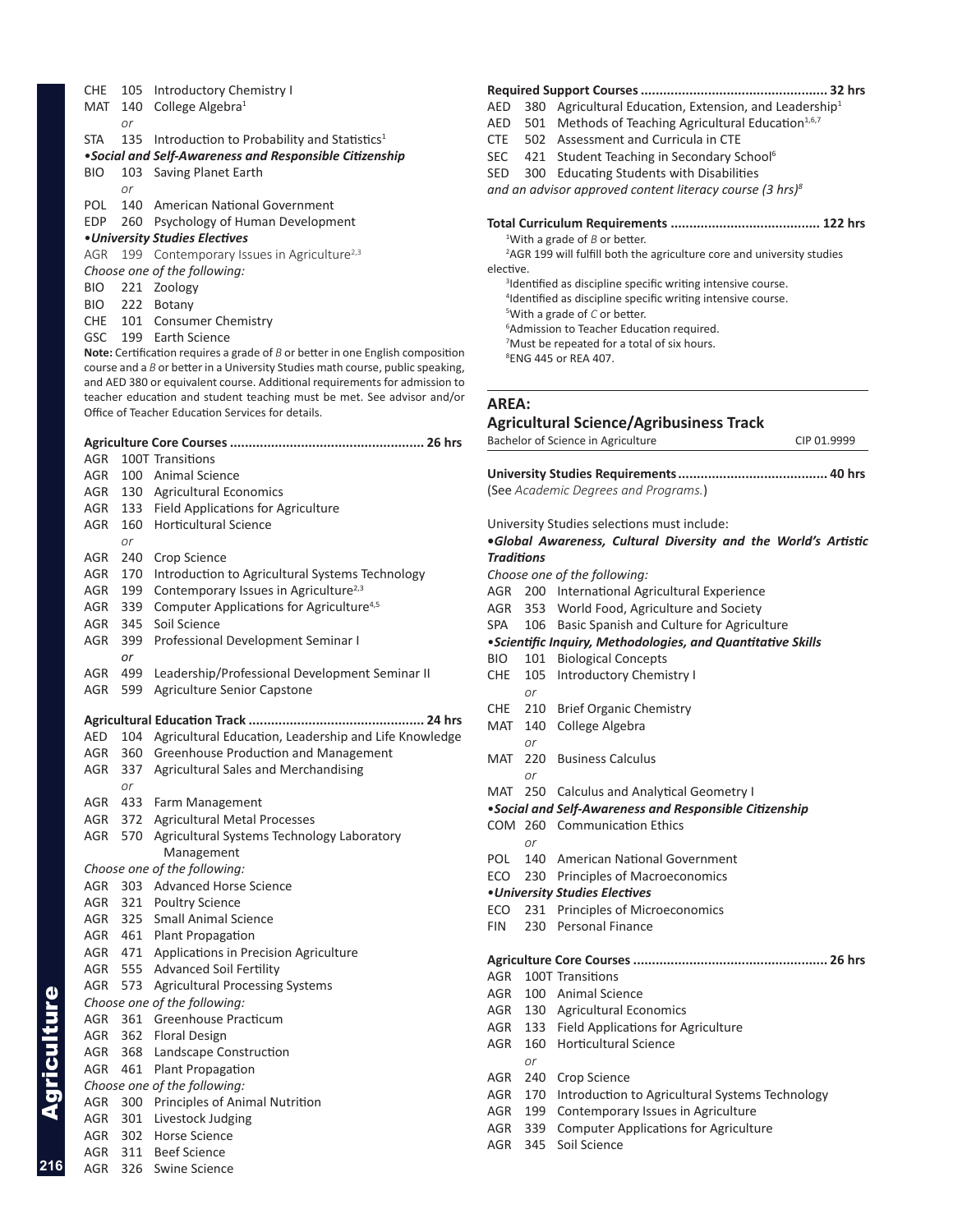CHE 105 Introductory Chemistry I
MAT 140 College Algebra[1]
*or*
STA 135 Introduction to Probability and Statistics[1]

•***Social and Self-Awareness and Responsible Citizenship***

BIO 103 Saving Planet Earth
*or*
POL 140 American National Government
EDP 260 Psychology of Human Development

•***University Studies Electives***

AGR 199 Contemporary Issues in Agriculture[2,3]

*Choose one of the following:*

BIO 221 Zoology
BIO 222 Botany
CHE 101 Consumer Chemistry
GSC 199 Earth Science

**Note:** Certification requires a grade of *B* or better in one English composition course and a *B* or better in a University Studies math course, public speaking, and AED 380 or equivalent course. Additional requirements for admission to teacher education and student teaching must be met. See advisor and/or Office of Teacher Education Services for details.

**Agriculture Core Courses .................................................. 26 hrs**

AGR 100T Transitions
AGR 100 Animal Science
AGR 130 Agricultural Economics
AGR 133 Field Applications for Agriculture
AGR 160 Horticultural Science
*or*
AGR 240 Crop Science
AGR 170 Introduction to Agricultural Systems Technology
AGR 199 Contemporary Issues in Agriculture[2,3]
AGR 339 Computer Applications for Agriculture[4,5]
AGR 345 Soil Science
AGR 399 Professional Development Seminar I
*or*
AGR 499 Leadership/Professional Development Seminar II
AGR 599 Agriculture Senior Capstone

**Agricultural Education Track ............................................ 24 hrs**

AED 104 Agricultural Education, Leadership and Life Knowledge
AGR 360 Greenhouse Production and Management
AGR 337 Agricultural Sales and Merchandising
*or*
AGR 433 Farm Management
AGR 372 Agricultural Metal Processes
AGR 570 Agricultural Systems Technology Laboratory Management

*Choose one of the following:*

AGR 303 Advanced Horse Science
AGR 321 Poultry Science
AGR 325 Small Animal Science
AGR 461 Plant Propagation
AGR 471 Applications in Precision Agriculture
AGR 555 Advanced Soil Fertility
AGR 573 Agricultural Processing Systems

*Choose one of the following:*

AGR 361 Greenhouse Practicum
AGR 362 Floral Design
AGR 368 Landscape Construction
AGR 461 Plant Propagation

*Choose one of the following:*

AGR 300 Principles of Animal Nutrition
AGR 301 Livestock Judging
AGR 302 Horse Science
AGR 311 Beef Science
AGR 326 Swine Science

**Required Support Courses ................................................ 32 hrs**

AED 380 Agricultural Education, Extension, and Leadership[1]
AED 501 Methods of Teaching Agricultural Education[1,6,7]
CTE 502 Assessment and Curricula in CTE
SEC 421 Student Teaching in Secondary School[6]
SED 300 Educating Students with Disabilities

*and an advisor approved content literacy course (3 hrs)[8]*

**Total Curriculum Requirements ....................................... 122 hrs**

[1]With a grade of *B* or better.
[2]AGR 199 will fulfill both the agriculture core and university studies elective.
[3]Identified as discipline specific writing intensive course.
[4]Identified as discipline specific writing intensive course.
[5]With a grade of *C* or better.
[6]Admission to Teacher Education required.
[7]Must be repeated for a total of six hours.
[8]ENG 445 or REA 407.

## AREA:
## Agricultural Science/Agribusiness Track

Bachelor of Science in Agriculture — CIP 01.9999

**University Studies Requirements....................................... 40 hrs**

(See *Academic Degrees and Programs.*)

University Studies selections must include:

•***Global Awareness, Cultural Diversity and the World's Artistic Traditions***

*Choose one of the following:*

AGR 200 International Agricultural Experience
AGR 353 World Food, Agriculture and Society
SPA 106 Basic Spanish and Culture for Agriculture

•***Scientific Inquiry, Methodologies, and Quantitative Skills***

BIO 101 Biological Concepts
CHE 105 Introductory Chemistry I
*or*
CHE 210 Brief Organic Chemistry
MAT 140 College Algebra
*or*
MAT 220 Business Calculus
*or*
MAT 250 Calculus and Analytical Geometry I

•***Social and Self-Awareness and Responsible Citizenship***

COM 260 Communication Ethics
*or*
POL 140 American National Government
ECO 230 Principles of Macroeconomics

•***University Studies Electives***

ECO 231 Principles of Microeconomics
FIN 230 Personal Finance

**Agriculture Core Courses .................................................. 26 hrs**

AGR 100T Transitions
AGR 100 Animal Science
AGR 130 Agricultural Economics
AGR 133 Field Applications for Agriculture
AGR 160 Horticultural Science
*or*
AGR 240 Crop Science
AGR 170 Introduction to Agricultural Systems Technology
AGR 199 Contemporary Issues in Agriculture
AGR 339 Computer Applications for Agriculture
AGR 345 Soil Science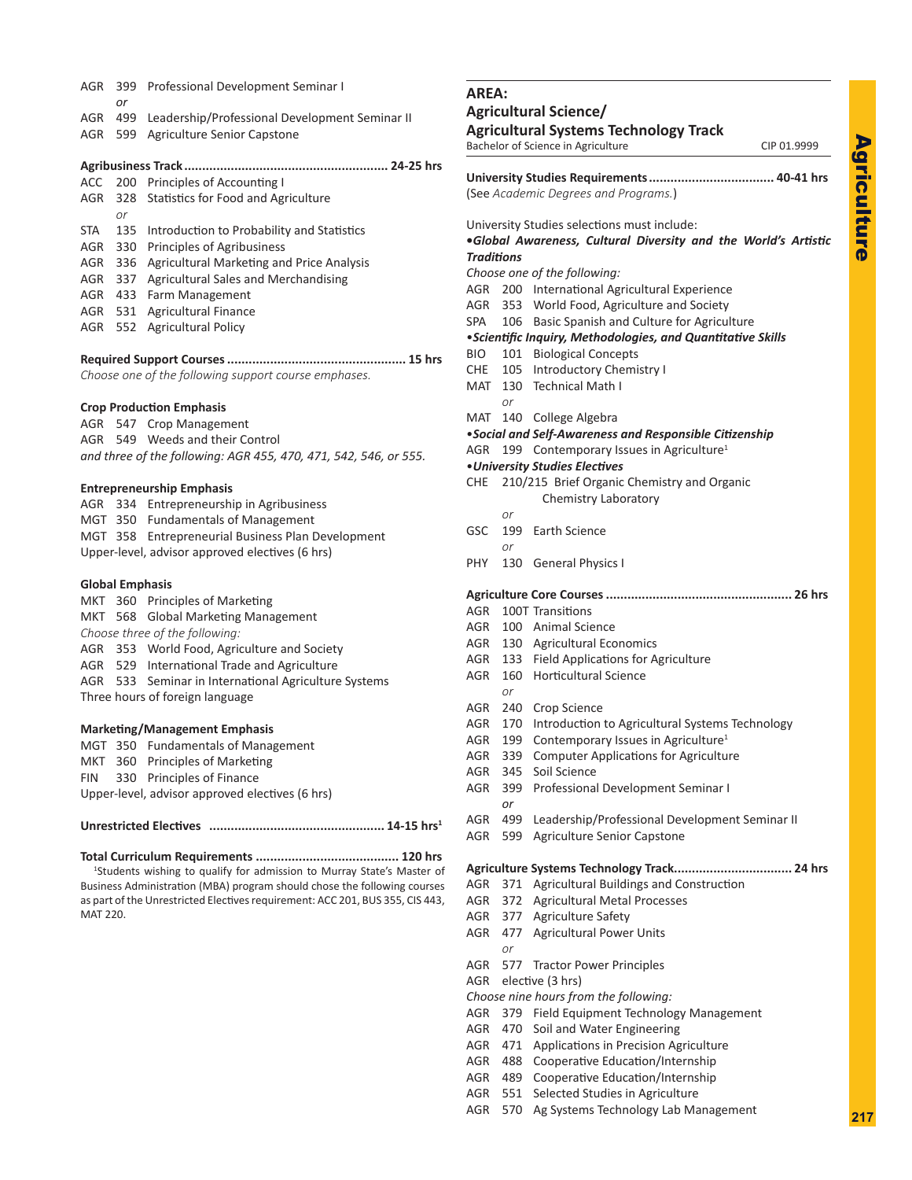AGR 399 Professional Development Seminar I
*or*
AGR 499 Leadership/Professional Development Seminar II
AGR 599 Agriculture Senior Capstone

**Agribusiness Track........................................................ 24-25 hrs**

ACC 200 Principles of Accounting I
AGR 328 Statistics for Food and Agriculture
*or*
STA 135 Introduction to Probability and Statistics
AGR 330 Principles of Agribusiness
AGR 336 Agricultural Marketing and Price Analysis
AGR 337 Agricultural Sales and Merchandising
AGR 433 Farm Management
AGR 531 Agricultural Finance
AGR 552 Agricultural Policy

**Required Support Courses ................................................. 15 hrs**

*Choose one of the following support course emphases.*

**Crop Production Emphasis**

AGR 547 Crop Management
AGR 549 Weeds and their Control
*and three of the following: AGR 455, 470, 471, 542, 546, or 555.*

**Entrepreneurship Emphasis**

AGR 334 Entrepreneurship in Agribusiness
MGT 350 Fundamentals of Management
MGT 358 Entrepreneurial Business Plan Development
Upper-level, advisor approved electives (6 hrs)

**Global Emphasis**

MKT 360 Principles of Marketing
MKT 568 Global Marketing Management
*Choose three of the following:*
AGR 353 World Food, Agriculture and Society
AGR 529 International Trade and Agriculture
AGR 533 Seminar in International Agriculture Systems
Three hours of foreign language

**Marketing/Management Emphasis**

MGT 350 Fundamentals of Management
MKT 360 Principles of Marketing
FIN 330 Principles of Finance
Upper-level, advisor approved electives (6 hrs)

**Unrestricted Electives ................................................ 14-15 hrs[1]**

**Total Curriculum Requirements ....................................... 120 hrs**

[1]Students wishing to qualify for admission to Murray State's Master of Business Administration (MBA) program should chose the following courses as part of the Unrestricted Electives requirement: ACC 201, BUS 355, CIS 443, MAT 220.

## AREA: Agricultural Science/ Agricultural Systems Technology Track

Bachelor of Science in Agriculture — CIP 01.9999

**University Studies Requirements .................................. 40-41 hrs**

(See *Academic Degrees and Programs.*)

University Studies selections must include:

***•Global Awareness, Cultural Diversity and the World's Artistic Traditions***

*Choose one of the following:*
AGR 200 International Agricultural Experience
AGR 353 World Food, Agriculture and Society
SPA 106 Basic Spanish and Culture for Agriculture

***•Scientific Inquiry, Methodologies, and Quantitative Skills***

BIO 101 Biological Concepts
CHE 105 Introductory Chemistry I
MAT 130 Technical Math I
*or*
MAT 140 College Algebra

***•Social and Self-Awareness and Responsible Citizenship***

AGR 199 Contemporary Issues in Agriculture[1]

***•University Studies Electives***

CHE 210/215 Brief Organic Chemistry and Organic Chemistry Laboratory
*or*
GSC 199 Earth Science
*or*
PHY 130 General Physics I

**Agriculture Core Courses ................................................... 26 hrs**

AGR 100T Transitions
AGR 100 Animal Science
AGR 130 Agricultural Economics
AGR 133 Field Applications for Agriculture
AGR 160 Horticultural Science
*or*
AGR 240 Crop Science
AGR 170 Introduction to Agricultural Systems Technology
AGR 199 Contemporary Issues in Agriculture[1]
AGR 339 Computer Applications for Agriculture
AGR 345 Soil Science
AGR 399 Professional Development Seminar I
*or*
AGR 499 Leadership/Professional Development Seminar II
AGR 599 Agriculture Senior Capstone

**Agriculture Systems Technology Track................................ 24 hrs**

AGR 371 Agricultural Buildings and Construction
AGR 372 Agricultural Metal Processes
AGR 377 Agriculture Safety
AGR 477 Agricultural Power Units
*or*
AGR 577 Tractor Power Principles
AGR elective (3 hrs)
*Choose nine hours from the following:*
AGR 379 Field Equipment Technology Management
AGR 470 Soil and Water Engineering
AGR 471 Applications in Precision Agriculture
AGR 488 Cooperative Education/Internship
AGR 489 Cooperative Education/Internship
AGR 551 Selected Studies in Agriculture
AGR 570 Ag Systems Technology Lab Management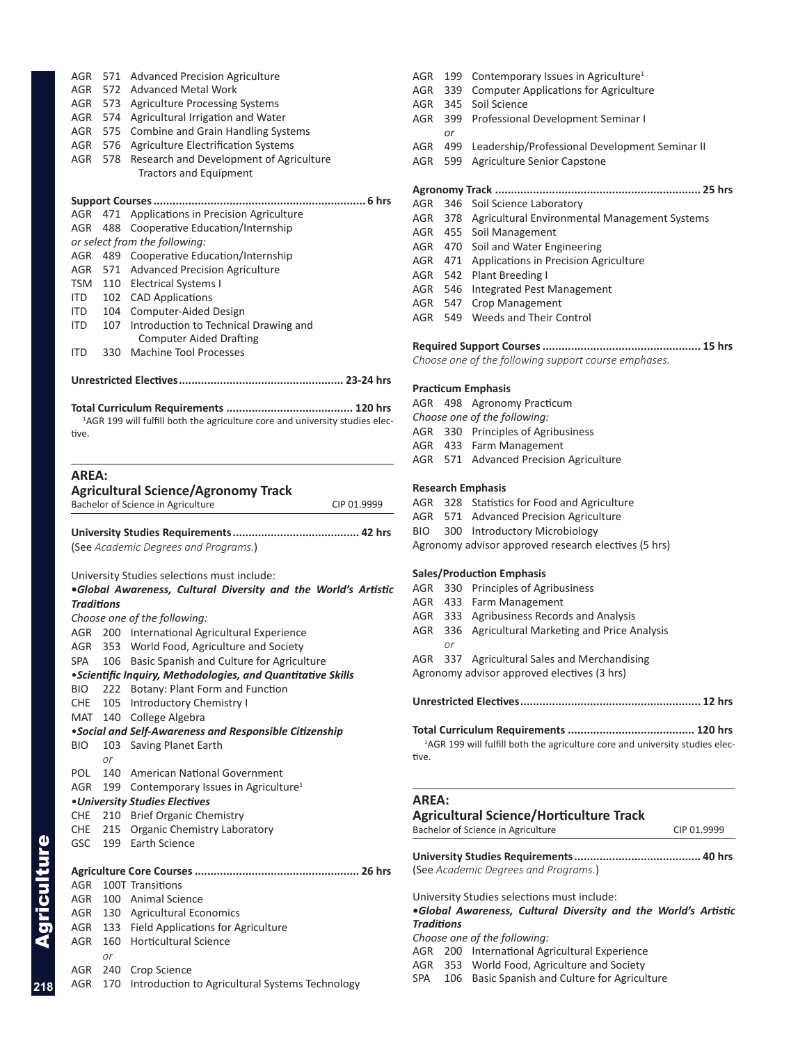AGR 571 Advanced Precision Agriculture
AGR 572 Advanced Metal Work
AGR 573 Agriculture Processing Systems
AGR 574 Agricultural Irrigation and Water
AGR 575 Combine and Grain Handling Systems
AGR 576 Agriculture Electrification Systems
AGR 578 Research and Development of Agriculture Tractors and Equipment

**Support Courses .................................................................. 6 hrs**

AGR 471 Applications in Precision Agriculture
AGR 488 Cooperative Education/Internship
*or select from the following:*
AGR 489 Cooperative Education/Internship
AGR 571 Advanced Precision Agriculture
TSM 110 Electrical Systems I
ITD 102 CAD Applications
ITD 104 Computer-Aided Design
ITD 107 Introduction to Technical Drawing and Computer Aided Drafting
ITD 330 Machine Tool Processes

**Unrestricted Electives.................................................. 23-24 hrs**

**Total Curriculum Requirements ....................................... 120 hrs**

[1]AGR 199 will fulfill both the agriculture core and university studies elective.

## AREA: Agricultural Science/Agronomy Track

Bachelor of Science in Agriculture — CIP 01.9999

**University Studies Requirements....................................... 42 hrs**
(See *Academic Degrees and Programs.*)

University Studies selections must include:

**•*Global Awareness, Cultural Diversity and the World's Artistic Traditions***
*Choose one of the following:*
AGR 200 International Agricultural Experience
AGR 353 World Food, Agriculture and Society
SPA 106 Basic Spanish and Culture for Agriculture

**•*Scientific Inquiry, Methodologies, and Quantitative Skills***
BIO 222 Botany: Plant Form and Function
CHE 105 Introductory Chemistry I
MAT 140 College Algebra

**•*Social and Self-Awareness and Responsible Citizenship***
BIO 103 Saving Planet Earth
*or*
POL 140 American National Government
AGR 199 Contemporary Issues in Agriculture[1]

**•*University Studies Electives***
CHE 210 Brief Organic Chemistry
CHE 215 Organic Chemistry Laboratory
GSC 199 Earth Science

**Agriculture Core Courses ................................................... 26 hrs**

AGR 100T Transitions
AGR 100 Animal Science
AGR 130 Agricultural Economics
AGR 133 Field Applications for Agriculture
AGR 160 Horticultural Science
*or*
AGR 240 Crop Science
AGR 170 Introduction to Agricultural Systems Technology
AGR 199 Contemporary Issues in Agriculture[1]
AGR 339 Computer Applications for Agriculture
AGR 345 Soil Science
AGR 399 Professional Development Seminar I
*or*
AGR 499 Leadership/Professional Development Seminar II
AGR 599 Agriculture Senior Capstone

**Agronomy Track ................................................................ 25 hrs**

AGR 346 Soil Science Laboratory
AGR 378 Agricultural Environmental Management Systems
AGR 455 Soil Management
AGR 470 Soil and Water Engineering
AGR 471 Applications in Precision Agriculture
AGR 542 Plant Breeding I
AGR 546 Integrated Pest Management
AGR 547 Crop Management
AGR 549 Weeds and Their Control

**Required Support Courses ................................................. 15 hrs**
*Choose one of the following support course emphases.*

**Practicum Emphasis**
AGR 498 Agronomy Practicum
*Choose one of the following:*
AGR 330 Principles of Agribusiness
AGR 433 Farm Management
AGR 571 Advanced Precision Agriculture

**Research Emphasis**
AGR 328 Statistics for Food and Agriculture
AGR 571 Advanced Precision Agriculture
BIO 300 Introductory Microbiology
Agronomy advisor approved research electives (5 hrs)

**Sales/Production Emphasis**
AGR 330 Principles of Agribusiness
AGR 433 Farm Management
AGR 333 Agribusiness Records and Analysis
AGR 336 Agricultural Marketing and Price Analysis
*or*
AGR 337 Agricultural Sales and Merchandising
Agronomy advisor approved electives (3 hrs)

**Unrestricted Electives........................................................ 12 hrs**

**Total Curriculum Requirements ....................................... 120 hrs**

[1]AGR 199 will fulfill both the agriculture core and university studies elective.

## AREA: Agricultural Science/Horticulture Track

Bachelor of Science in Agriculture — CIP 01.9999

**University Studies Requirements....................................... 40 hrs**
(See *Academic Degrees and Programs.*)

University Studies selections must include:

**•*Global Awareness, Cultural Diversity and the World's Artistic Traditions***
*Choose one of the following:*
AGR 200 International Agricultural Experience
AGR 353 World Food, Agriculture and Society
SPA 106 Basic Spanish and Culture for Agriculture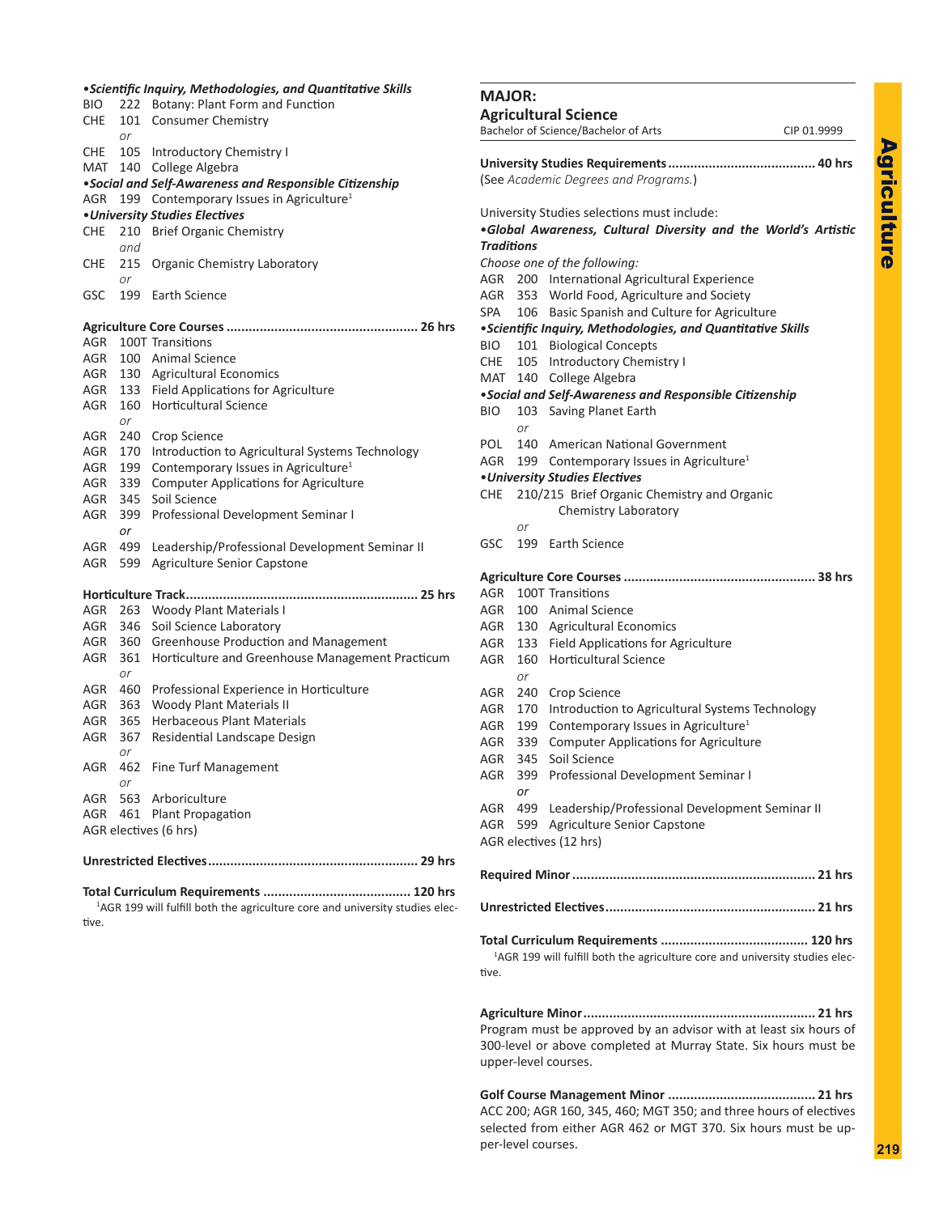**•*Scientific Inquiry, Methodologies, and Quantitative Skills***

BIO 222 Botany: Plant Form and Function
CHE 101 Consumer Chemistry
*or*
CHE 105 Introductory Chemistry I
MAT 140 College Algebra

**•*Social and Self-Awareness and Responsible Citizenship***

AGR 199 Contemporary Issues in Agriculture[1]

**•*University Studies Electives***

CHE 210 Brief Organic Chemistry
*and*
CHE 215 Organic Chemistry Laboratory
*or*
GSC 199 Earth Science

**Agriculture Core Courses ... 26 hrs**

AGR 100T Transitions
AGR 100 Animal Science
AGR 130 Agricultural Economics
AGR 133 Field Applications for Agriculture
AGR 160 Horticultural Science
*or*
AGR 240 Crop Science
AGR 170 Introduction to Agricultural Systems Technology
AGR 199 Contemporary Issues in Agriculture[1]
AGR 339 Computer Applications for Agriculture
AGR 345 Soil Science
AGR 399 Professional Development Seminar I
*or*
AGR 499 Leadership/Professional Development Seminar II
AGR 599 Agriculture Senior Capstone

**Horticulture Track ... 25 hrs**

AGR 263 Woody Plant Materials I
AGR 346 Soil Science Laboratory
AGR 360 Greenhouse Production and Management
AGR 361 Horticulture and Greenhouse Management Practicum
*or*
AGR 460 Professional Experience in Horticulture
AGR 363 Woody Plant Materials II
AGR 365 Herbaceous Plant Materials
AGR 367 Residential Landscape Design
*or*
AGR 462 Fine Turf Management
*or*
AGR 563 Arboriculture
AGR 461 Plant Propagation
AGR electives (6 hrs)

**Unrestricted Electives ... 29 hrs**

**Total Curriculum Requirements ... 120 hrs**

[1]AGR 199 will fulfill both the agriculture core and university studies elective.

## MAJOR: Agricultural Science

Bachelor of Science/Bachelor of Arts — CIP 01.9999

**University Studies Requirements ... 40 hrs**

(See *Academic Degrees and Programs.*)

University Studies selections must include:

**•*Global Awareness, Cultural Diversity and the World's Artistic Traditions***

*Choose one of the following:*
AGR 200 International Agricultural Experience
AGR 353 World Food, Agriculture and Society
SPA 106 Basic Spanish and Culture for Agriculture

**•*Scientific Inquiry, Methodologies, and Quantitative Skills***

BIO 101 Biological Concepts
CHE 105 Introductory Chemistry I
MAT 140 College Algebra

**•*Social and Self-Awareness and Responsible Citizenship***

BIO 103 Saving Planet Earth
*or*
POL 140 American National Government
AGR 199 Contemporary Issues in Agriculture[1]

**•*University Studies Electives***

CHE 210/215 Brief Organic Chemistry and Organic Chemistry Laboratory
*or*
GSC 199 Earth Science

**Agriculture Core Courses ... 38 hrs**

AGR 100T Transitions
AGR 100 Animal Science
AGR 130 Agricultural Economics
AGR 133 Field Applications for Agriculture
AGR 160 Horticultural Science
*or*
AGR 240 Crop Science
AGR 170 Introduction to Agricultural Systems Technology
AGR 199 Contemporary Issues in Agriculture[1]
AGR 339 Computer Applications for Agriculture
AGR 345 Soil Science
AGR 399 Professional Development Seminar I
*or*
AGR 499 Leadership/Professional Development Seminar II
AGR 599 Agriculture Senior Capstone
AGR electives (12 hrs)

**Required Minor ... 21 hrs**

**Unrestricted Electives ... 21 hrs**

**Total Curriculum Requirements ... 120 hrs**

[1]AGR 199 will fulfill both the agriculture core and university studies elective.

**Agriculture Minor ... 21 hrs**

Program must be approved by an advisor with at least six hours of 300-level or above completed at Murray State. Six hours must be upper-level courses.

**Golf Course Management Minor ... 21 hrs**

ACC 200; AGR 160, 345, 460; MGT 350; and three hours of electives selected from either AGR 462 or MGT 370. Six hours must be upper-level courses.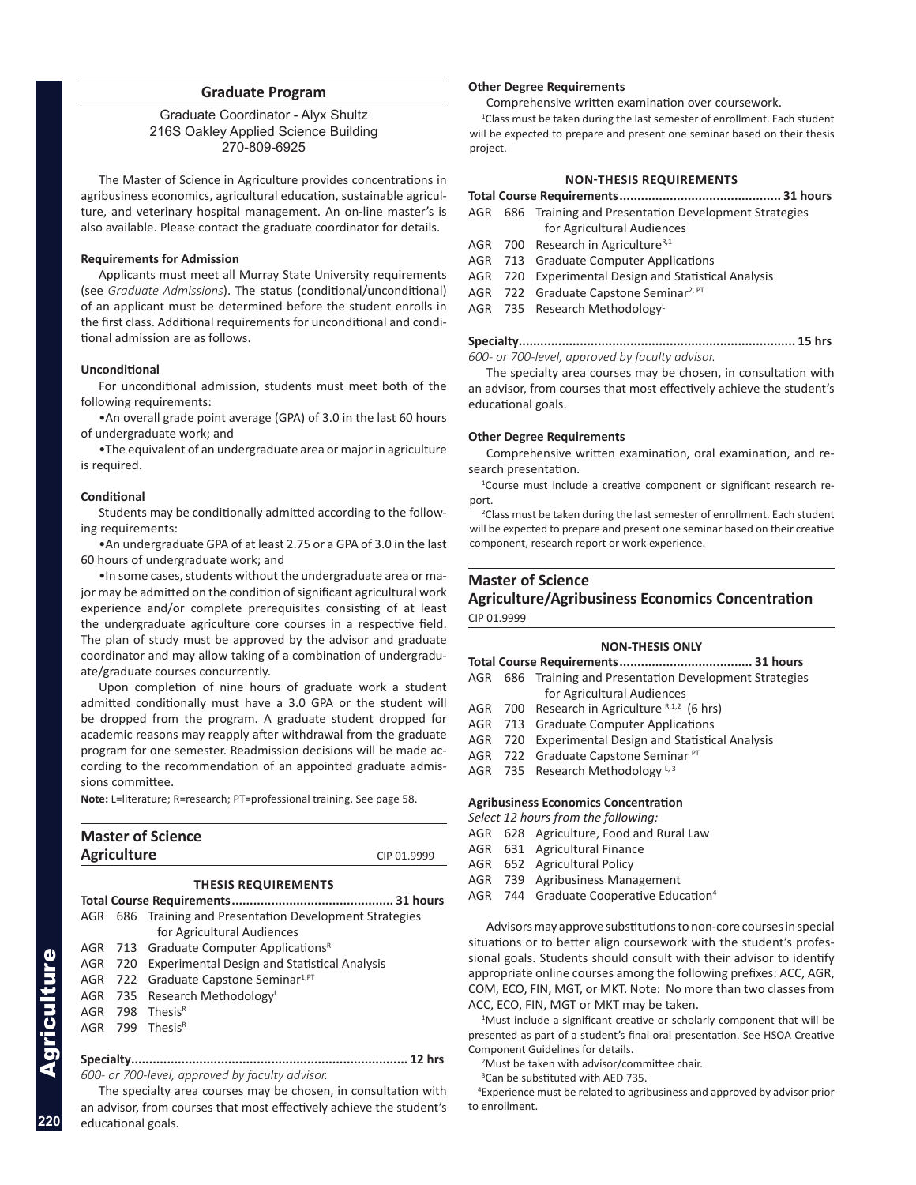## Graduate Program

Graduate Coordinator - Alyx Shultz
216S Oakley Applied Science Building
270-809-6925

The Master of Science in Agriculture provides concentrations in agribusiness economics, agricultural education, sustainable agriculture, and veterinary hospital management. An on-line master's is also available. Please contact the graduate coordinator for details.

**Requirements for Admission**

Applicants must meet all Murray State University requirements (see *Graduate Admissions*). The status (conditional/unconditional) of an applicant must be determined before the student enrolls in the first class. Additional requirements for unconditional and conditional admission are as follows.

**Unconditional**

For unconditional admission, students must meet both of the following requirements:

- An overall grade point average (GPA) of 3.0 in the last 60 hours of undergraduate work; and
- The equivalent of an undergraduate area or major in agriculture is required.

**Conditional**

Students may be conditionally admitted according to the following requirements:

- An undergraduate GPA of at least 2.75 or a GPA of 3.0 in the last 60 hours of undergraduate work; and
- In some cases, students without the undergraduate area or major may be admitted on the condition of significant agricultural work experience and/or complete prerequisites consisting of at least the undergraduate agriculture core courses in a respective field. The plan of study must be approved by the advisor and graduate coordinator and may allow taking of a combination of undergraduate/graduate courses concurrently.

Upon completion of nine hours of graduate work a student admitted conditionally must have a 3.0 GPA or the student will be dropped from the program. A graduate student dropped for academic reasons may reapply after withdrawal from the graduate program for one semester. Readmission decisions will be made according to the recommendation of an appointed graduate admissions committee.

**Note:** L=literature; R=research; PT=professional training. See page 58.

## Master of Science Agriculture

CIP 01.9999

### THESIS REQUIREMENTS

**Total Course Requirements............................................ 31 hours**

AGR 686 Training and Presentation Development Strategies for Agricultural Audiences
AGR 713 Graduate Computer Applications[R]
AGR 720 Experimental Design and Statistical Analysis
AGR 722 Graduate Capstone Seminar[1,PT]
AGR 735 Research Methodology[L]
AGR 798 Thesis[R]
AGR 799 Thesis[R]

**Specialty............................................................................ 12 hrs**

*600- or 700-level, approved by faculty advisor.*

The specialty area courses may be chosen, in consultation with an advisor, from courses that most effectively achieve the student's educational goals.

**Other Degree Requirements**

Comprehensive written examination over coursework.

[1]Class must be taken during the last semester of enrollment. Each student will be expected to prepare and present one seminar based on their thesis project.

### NON-THESIS REQUIREMENTS

**Total Course Requirements............................................ 31 hours**

AGR 686 Training and Presentation Development Strategies for Agricultural Audiences
AGR 700 Research in Agriculture[R,1]
AGR 713 Graduate Computer Applications
AGR 720 Experimental Design and Statistical Analysis
AGR 722 Graduate Capstone Seminar[2, PT]
AGR 735 Research Methodology[L]

**Specialty............................................................................ 15 hrs**

*600- or 700-level, approved by faculty advisor.*

The specialty area courses may be chosen, in consultation with an advisor, from courses that most effectively achieve the student's educational goals.

**Other Degree Requirements**

Comprehensive written examination, oral examination, and research presentation.

[1]Course must include a creative component or significant research report.

[2]Class must be taken during the last semester of enrollment. Each student will be expected to prepare and present one seminar based on their creative component, research report or work experience.

## Master of Science Agriculture/Agribusiness Economics Concentration

CIP 01.9999

### NON-THESIS ONLY

**Total Course Requirements.................................... 31 hours**

AGR 686 Training and Presentation Development Strategies for Agricultural Audiences
AGR 700 Research in Agriculture [R,1,2] (6 hrs)
AGR 713 Graduate Computer Applications
AGR 720 Experimental Design and Statistical Analysis
AGR 722 Graduate Capstone Seminar [PT]
AGR 735 Research Methodology [L, 3]

**Agribusiness Economics Concentration**

*Select 12 hours from the following:*

AGR 628 Agriculture, Food and Rural Law
AGR 631 Agricultural Finance
AGR 652 Agricultural Policy
AGR 739 Agribusiness Management
AGR 744 Graduate Cooperative Education[4]

Advisors may approve substitutions to non-core courses in special situations or to better align coursework with the student's professional goals. Students should consult with their advisor to identify appropriate online courses among the following prefixes: ACC, AGR, COM, ECO, FIN, MGT, or MKT. Note: No more than two classes from ACC, ECO, FIN, MGT or MKT may be taken.

[1]Must include a significant creative or scholarly component that will be presented as part of a student's final oral presentation. See HSOA Creative Component Guidelines for details.

[2]Must be taken with advisor/committee chair.

[3]Can be substituted with AED 735.

[4]Experience must be related to agribusiness and approved by advisor prior to enrollment.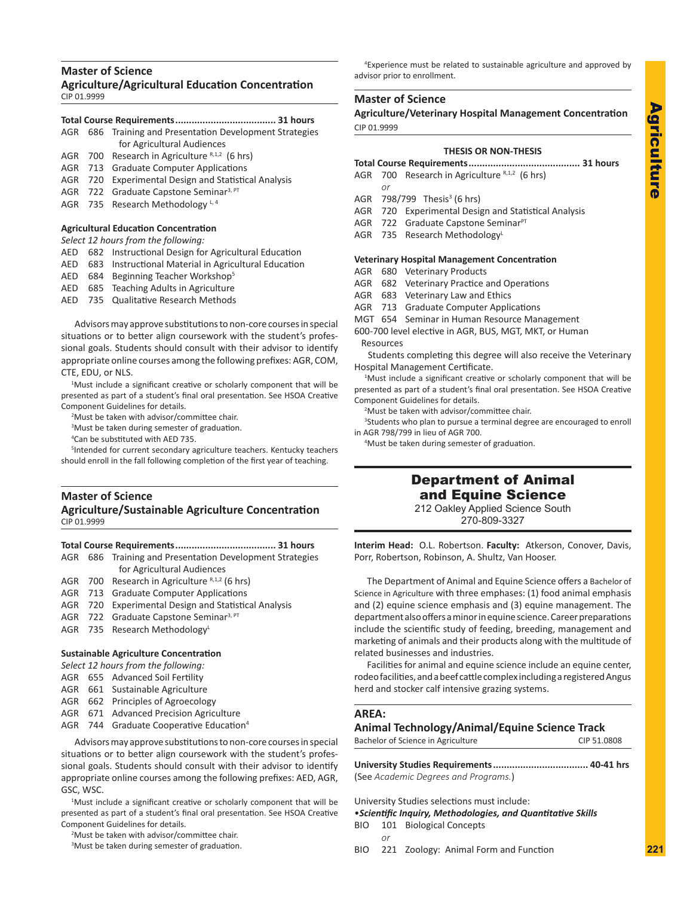## Master of Science
### Agriculture/Agricultural Education Concentration
CIP 01.9999

**Total Course Requirements.................................... 31 hours**

AGR 686 Training and Presentation Development Strategies for Agricultural Audiences
AGR 700 Research in Agriculture [R,1,2] (6 hrs)
AGR 713 Graduate Computer Applications
AGR 720 Experimental Design and Statistical Analysis
AGR 722 Graduate Capstone Seminar[3, PT]
AGR 735 Research Methodology [L, 4]

**Agricultural Education Concentration**

*Select 12 hours from the following:*

AED 682 Instructional Design for Agricultural Education
AED 683 Instructional Material in Agricultural Education
AED 684 Beginning Teacher Workshop[5]
AED 685 Teaching Adults in Agriculture
AED 735 Qualitative Research Methods

Advisors may approve substitutions to non-core courses in special situations or to better align coursework with the student's professional goals. Students should consult with their advisor to identify appropriate online courses among the following prefixes: AGR, COM, CTE, EDU, or NLS.

[1]Must include a significant creative or scholarly component that will be presented as part of a student's final oral presentation. See HSOA Creative Component Guidelines for details.
[2]Must be taken with advisor/committee chair.
[3]Must be taken during semester of graduation.
[4]Can be substituted with AED 735.
[5]Intended for current secondary agriculture teachers. Kentucky teachers should enroll in the fall following completion of the first year of teaching.

## Master of Science
### Agriculture/Sustainable Agriculture Concentration
CIP 01.9999

**Total Course Requirements.................................... 31 hours**

AGR 686 Training and Presentation Development Strategies for Agricultural Audiences
AGR 700 Research in Agriculture [R,1,2] (6 hrs)
AGR 713 Graduate Computer Applications
AGR 720 Experimental Design and Statistical Analysis
AGR 722 Graduate Capstone Seminar[3, PT]
AGR 735 Research Methodology[L]

**Sustainable Agriculture Concentration**

*Select 12 hours from the following:*

AGR 655 Advanced Soil Fertility
AGR 661 Sustainable Agriculture
AGR 662 Principles of Agroecology
AGR 671 Advanced Precision Agriculture
AGR 744 Graduate Cooperative Education[4]

Advisors may approve substitutions to non-core courses in special situations or to better align coursework with the student's professional goals. Students should consult with their advisor to identify appropriate online courses among the following prefixes: AED, AGR, GSC, WSC.

[1]Must include a significant creative or scholarly component that will be presented as part of a student's final oral presentation. See HSOA Creative Component Guidelines for details.
[2]Must be taken with advisor/committee chair.
[3]Must be taken during semester of graduation.
[4]Experience must be related to sustainable agriculture and approved by advisor prior to enrollment.

## Master of Science
### Agriculture/Veterinary Hospital Management Concentration
CIP 01.9999

**THESIS OR NON-THESIS**

**Total Course Requirements........................................ 31 hours**

AGR 700 Research in Agriculture [R,1,2] (6 hrs)
*or*
AGR 798/799 Thesis[3] (6 hrs)
AGR 720 Experimental Design and Statistical Analysis
AGR 722 Graduate Capstone Seminar[PT]
AGR 735 Research Methodology[L]

**Veterinary Hospital Management Concentration**

AGR 680 Veterinary Products
AGR 682 Veterinary Practice and Operations
AGR 683 Veterinary Law and Ethics
AGR 713 Graduate Computer Applications
MGT 654 Seminar in Human Resource Management
600-700 level elective in AGR, BUS, MGT, MKT, or Human Resources

Students completing this degree will also receive the Veterinary Hospital Management Certificate.

[1]Must include a significant creative or scholarly component that will be presented as part of a student's final oral presentation. See HSOA Creative Component Guidelines for details.
[2]Must be taken with advisor/committee chair.
[3]Students who plan to pursue a terminal degree are encouraged to enroll in AGR 798/799 in lieu of AGR 700.
[4]Must be taken during semester of graduation.

# Department of Animal and Equine Science

212 Oakley Applied Science South
270-809-3327

**Interim Head:** O.L. Robertson. **Faculty:** Atkerson, Conover, Davis, Porr, Robertson, Robinson, A. Shultz, Van Hooser.

The Department of Animal and Equine Science offers a Bachelor of Science in Agriculture with three emphases: (1) food animal emphasis and (2) equine science emphasis and (3) equine management. The department also offers a minor in equine science. Career preparations include the scientific study of feeding, breeding, management and marketing of animals and their products along with the multitude of related businesses and industries.

Facilities for animal and equine science include an equine center, rodeo facilities, and a beef cattle complex including a registered Angus herd and stocker calf intensive grazing systems.

## AREA:
### Animal Technology/Animal/Equine Science Track
Bachelor of Science in Agriculture — CIP 51.0808

**University Studies Requirements.................................. 40-41 hrs**
(See *Academic Degrees and Programs.*)

University Studies selections must include:

•***Scientific Inquiry, Methodologies, and Quantitative Skills***

BIO 101 Biological Concepts
*or*
BIO 221 Zoology: Animal Form and Function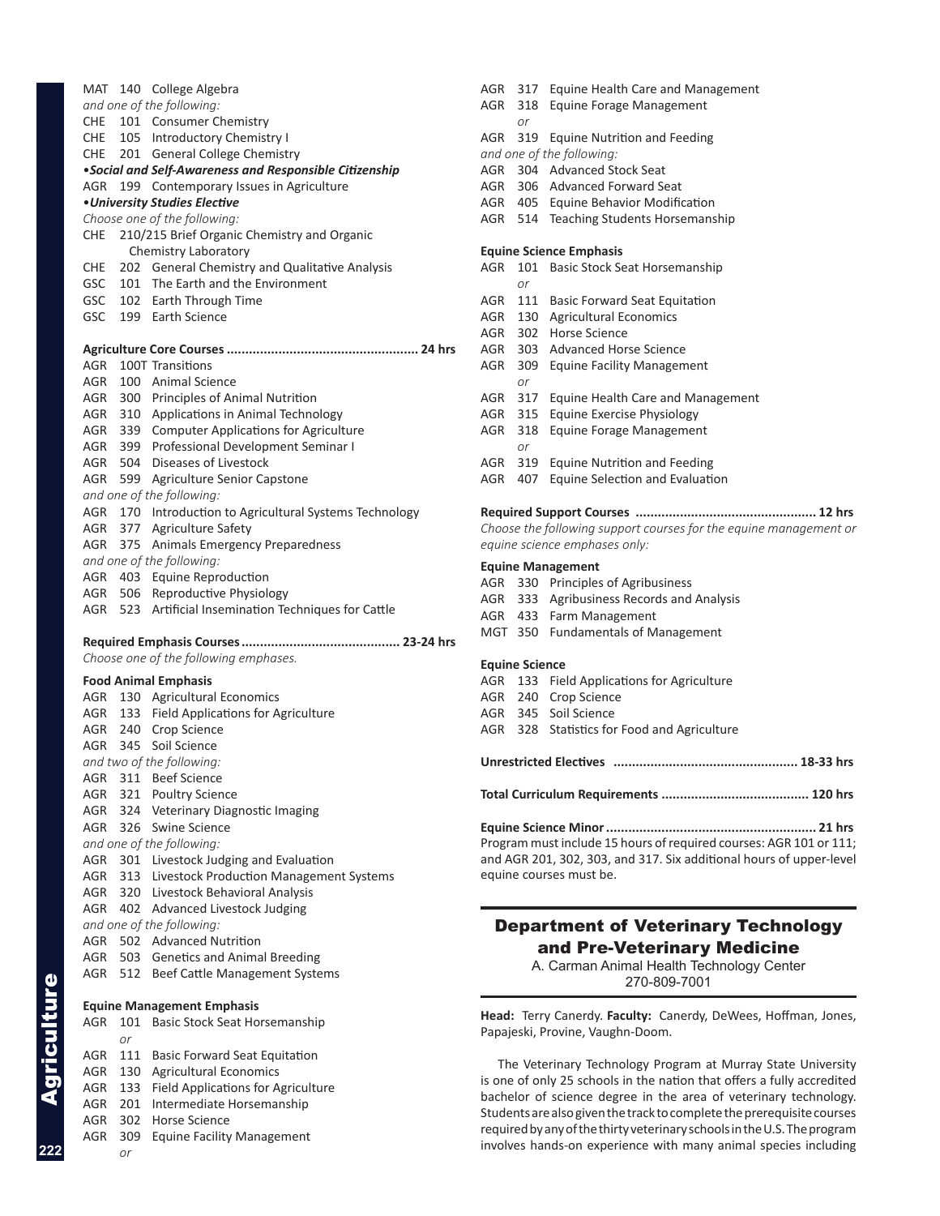MAT 140 College Algebra
*and one of the following:*
CHE 101 Consumer Chemistry
CHE 105 Introductory Chemistry I
CHE 201 General College Chemistry

•***Social and Self-Awareness and Responsible Citizenship***
AGR 199 Contemporary Issues in Agriculture

•***University Studies Elective***
*Choose one of the following:*
CHE 210/215 Brief Organic Chemistry and Organic Chemistry Laboratory
CHE 202 General Chemistry and Qualitative Analysis
GSC 101 The Earth and the Environment
GSC 102 Earth Through Time
GSC 199 Earth Science

**Agriculture Core Courses .................................................. 24 hrs**
AGR 100T Transitions
AGR 100 Animal Science
AGR 300 Principles of Animal Nutrition
AGR 310 Applications in Animal Technology
AGR 339 Computer Applications for Agriculture
AGR 399 Professional Development Seminar I
AGR 504 Diseases of Livestock
AGR 599 Agriculture Senior Capstone
*and one of the following:*
AGR 170 Introduction to Agricultural Systems Technology
AGR 377 Agriculture Safety
AGR 375 Animals Emergency Preparedness
*and one of the following:*
AGR 403 Equine Reproduction
AGR 506 Reproductive Physiology
AGR 523 Artificial Insemination Techniques for Cattle

**Required Emphasis Courses.......................................... 23-24 hrs**
*Choose one of the following emphases.*

**Food Animal Emphasis**
AGR 130 Agricultural Economics
AGR 133 Field Applications for Agriculture
AGR 240 Crop Science
AGR 345 Soil Science
*and two of the following:*
AGR 311 Beef Science
AGR 321 Poultry Science
AGR 324 Veterinary Diagnostic Imaging
AGR 326 Swine Science
*and one of the following:*
AGR 301 Livestock Judging and Evaluation
AGR 313 Livestock Production Management Systems
AGR 320 Livestock Behavioral Analysis
AGR 402 Advanced Livestock Judging
*and one of the following:*
AGR 502 Advanced Nutrition
AGR 503 Genetics and Animal Breeding
AGR 512 Beef Cattle Management Systems

**Equine Management Emphasis**
AGR 101 Basic Stock Seat Horsemanship
*or*
AGR 111 Basic Forward Seat Equitation
AGR 130 Agricultural Economics
AGR 133 Field Applications for Agriculture
AGR 201 Intermediate Horsemanship
AGR 302 Horse Science
AGR 309 Equine Facility Management
*or*
AGR 317 Equine Health Care and Management
AGR 318 Equine Forage Management
*or*
AGR 319 Equine Nutrition and Feeding
*and one of the following:*
AGR 304 Advanced Stock Seat
AGR 306 Advanced Forward Seat
AGR 405 Equine Behavior Modification
AGR 514 Teaching Students Horsemanship

**Equine Science Emphasis**
AGR 101 Basic Stock Seat Horsemanship
*or*
AGR 111 Basic Forward Seat Equitation
AGR 130 Agricultural Economics
AGR 302 Horse Science
AGR 303 Advanced Horse Science
AGR 309 Equine Facility Management
*or*
AGR 317 Equine Health Care and Management
AGR 315 Equine Exercise Physiology
AGR 318 Equine Forage Management
*or*
AGR 319 Equine Nutrition and Feeding
AGR 407 Equine Selection and Evaluation

**Required Support Courses ................................................ 12 hrs**
*Choose the following support courses for the equine management or equine science emphases only:*

**Equine Management**
AGR 330 Principles of Agribusiness
AGR 333 Agribusiness Records and Analysis
AGR 433 Farm Management
MGT 350 Fundamentals of Management

**Equine Science**
AGR 133 Field Applications for Agriculture
AGR 240 Crop Science
AGR 345 Soil Science
AGR 328 Statistics for Food and Agriculture

**Unrestricted Electives ................................................ 18-33 hrs**

**Total Curriculum Requirements ....................................... 120 hrs**

**Equine Science Minor ........................................................ 21 hrs**
Program must include 15 hours of required courses: AGR 101 or 111; and AGR 201, 302, 303, and 317. Six additional hours of upper-level equine courses must be.

## Department of Veterinary Technology and Pre-Veterinary Medicine

A. Carman Animal Health Technology Center
270-809-7001

**Head:** Terry Canerdy. **Faculty:** Canerdy, DeWees, Hoffman, Jones, Papajeski, Provine, Vaughn-Doom.

The Veterinary Technology Program at Murray State University is one of only 25 schools in the nation that offers a fully accredited bachelor of science degree in the area of veterinary technology. Students are also given the track to complete the prerequisite courses required by any of the thirty veterinary schools in the U.S. The program involves hands-on experience with many animal species including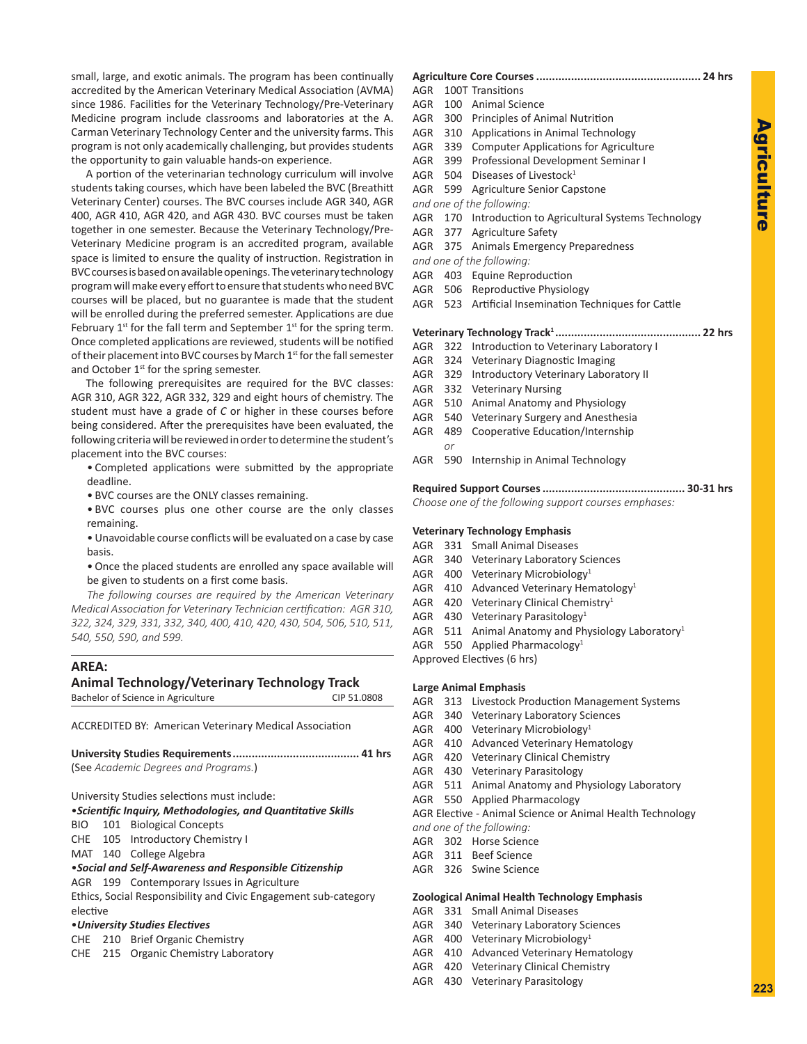small, large, and exotic animals. The program has been continually accredited by the American Veterinary Medical Association (AVMA) since 1986. Facilities for the Veterinary Technology/Pre-Veterinary Medicine program include classrooms and laboratories at the A. Carman Veterinary Technology Center and the university farms. This program is not only academically challenging, but provides students the opportunity to gain valuable hands-on experience.

A portion of the veterinarian technology curriculum will involve students taking courses, which have been labeled the BVC (Breathitt Veterinary Center) courses. The BVC courses include AGR 340, AGR 400, AGR 410, AGR 420, and AGR 430. BVC courses must be taken together in one semester. Because the Veterinary Technology/Pre-Veterinary Medicine program is an accredited program, available space is limited to ensure the quality of instruction. Registration in BVC courses is based on available openings. The veterinary technology program will make every effort to ensure that students who need BVC courses will be placed, but no guarantee is made that the student will be enrolled during the preferred semester. Applications are due February 1st for the fall term and September 1st for the spring term. Once completed applications are reviewed, students will be notified of their placement into BVC courses by March 1st for the fall semester and October 1st for the spring semester.

The following prerequisites are required for the BVC classes: AGR 310, AGR 322, AGR 332, 329 and eight hours of chemistry. The student must have a grade of *C* or higher in these courses before being considered. After the prerequisites have been evaluated, the following criteria will be reviewed in order to determine the student's placement into the BVC courses:

- Completed applications were submitted by the appropriate deadline.
- BVC courses are the ONLY classes remaining.
- BVC courses plus one other course are the only classes remaining.
- Unavoidable course conflicts will be evaluated on a case by case basis.
- Once the placed students are enrolled any space available will be given to students on a first come basis.

*The following courses are required by the American Veterinary Medical Association for Veterinary Technician certification: AGR 310, 322, 324, 329, 331, 332, 340, 400, 410, 420, 430, 504, 506, 510, 511, 540, 550, 590, and 599.*

## AREA:
## Animal Technology/Veterinary Technology Track

Bachelor of Science in Agriculture — CIP 51.0808

ACCREDITED BY: American Veterinary Medical Association

**University Studies Requirements....................................... 41 hrs**
(See *Academic Degrees and Programs.*)

University Studies selections must include:

•***Scientific Inquiry, Methodologies, and Quantitative Skills***
BIO 101 Biological Concepts
CHE 105 Introductory Chemistry I
MAT 140 College Algebra

•***Social and Self-Awareness and Responsible Citizenship***
AGR 199 Contemporary Issues in Agriculture
Ethics, Social Responsibility and Civic Engagement sub-category elective

•***University Studies Electives***
CHE 210 Brief Organic Chemistry
CHE 215 Organic Chemistry Laboratory

**Agriculture Core Courses .................................................. 24 hrs**
AGR 100T Transitions
AGR 100 Animal Science
AGR 300 Principles of Animal Nutrition
AGR 310 Applications in Animal Technology
AGR 339 Computer Applications for Agriculture
AGR 399 Professional Development Seminar I
AGR 504 Diseases of Livestock[1]
AGR 599 Agriculture Senior Capstone

*and one of the following:*
AGR 170 Introduction to Agricultural Systems Technology
AGR 377 Agriculture Safety
AGR 375 Animals Emergency Preparedness

*and one of the following:*
AGR 403 Equine Reproduction
AGR 506 Reproductive Physiology
AGR 523 Artificial Insemination Techniques for Cattle

**Veterinary Technology Track[1] ............................................ 22 hrs**
AGR 322 Introduction to Veterinary Laboratory I
AGR 324 Veterinary Diagnostic Imaging
AGR 329 Introductory Veterinary Laboratory II
AGR 332 Veterinary Nursing
AGR 510 Animal Anatomy and Physiology
AGR 540 Veterinary Surgery and Anesthesia
AGR 489 Cooperative Education/Internship
*or*
AGR 590 Internship in Animal Technology

**Required Support Courses ............................................ 30-31 hrs**
*Choose one of the following support courses emphases:*

**Veterinary Technology Emphasis**
AGR 331 Small Animal Diseases
AGR 340 Veterinary Laboratory Sciences
AGR 400 Veterinary Microbiology[1]
AGR 410 Advanced Veterinary Hematology[1]
AGR 420 Veterinary Clinical Chemistry[1]
AGR 430 Veterinary Parasitology[1]
AGR 511 Animal Anatomy and Physiology Laboratory[1]
AGR 550 Applied Pharmacology[1]
Approved Electives (6 hrs)

**Large Animal Emphasis**
AGR 313 Livestock Production Management Systems
AGR 340 Veterinary Laboratory Sciences
AGR 400 Veterinary Microbiology[1]
AGR 410 Advanced Veterinary Hematology
AGR 420 Veterinary Clinical Chemistry
AGR 430 Veterinary Parasitology
AGR 511 Animal Anatomy and Physiology Laboratory
AGR 550 Applied Pharmacology
AGR Elective - Animal Science or Animal Health Technology

*and one of the following:*
AGR 302 Horse Science
AGR 311 Beef Science
AGR 326 Swine Science

**Zoological Animal Health Technology Emphasis**
AGR 331 Small Animal Diseases
AGR 340 Veterinary Laboratory Sciences
AGR 400 Veterinary Microbiology[1]
AGR 410 Advanced Veterinary Hematology
AGR 420 Veterinary Clinical Chemistry
AGR 430 Veterinary Parasitology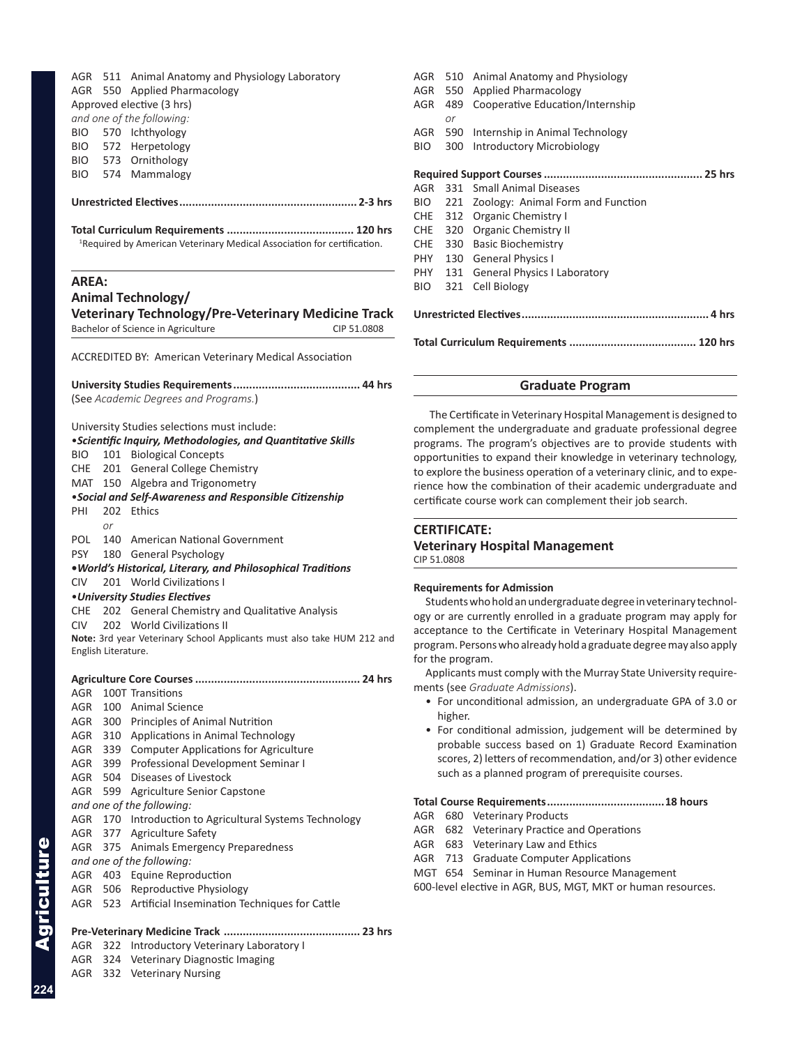AGR 511 Animal Anatomy and Physiology Laboratory
AGR 550 Applied Pharmacology
Approved elective (3 hrs)
*and one of the following:*
BIO 570 Ichthyology
BIO 572 Herpetology
BIO 573 Ornithology
BIO 574 Mammalogy

**Unrestricted Electives....................................................... 2-3 hrs**

**Total Curriculum Requirements ....................................... 120 hrs**

[1]Required by American Veterinary Medical Association for certification.

## AREA:
## Animal Technology/ Veterinary Technology/Pre-Veterinary Medicine Track

Bachelor of Science in Agriculture CIP 51.0808

ACCREDITED BY: American Veterinary Medical Association

**University Studies Requirements....................................... 44 hrs**
(See *Academic Degrees and Programs.*)

University Studies selections must include:

•***Scientific Inquiry, Methodologies, and Quantitative Skills***
BIO 101 Biological Concepts
CHE 201 General College Chemistry
MAT 150 Algebra and Trigonometry

•***Social and Self-Awareness and Responsible Citizenship***
PHI 202 Ethics
*or*
POL 140 American National Government
PSY 180 General Psychology

•***World's Historical, Literary, and Philosophical Traditions***
CIV 201 World Civilizations I

•***University Studies Electives***
CHE 202 General Chemistry and Qualitative Analysis
CIV 202 World Civilizations II

**Note:** 3rd year Veterinary School Applicants must also take HUM 212 and English Literature.

**Agriculture Core Courses ................................................... 24 hrs**
AGR 100T Transitions
AGR 100 Animal Science
AGR 300 Principles of Animal Nutrition
AGR 310 Applications in Animal Technology
AGR 339 Computer Applications for Agriculture
AGR 399 Professional Development Seminar I
AGR 504 Diseases of Livestock
AGR 599 Agriculture Senior Capstone
*and one of the following:*
AGR 170 Introduction to Agricultural Systems Technology
AGR 377 Agriculture Safety
AGR 375 Animals Emergency Preparedness
*and one of the following:*
AGR 403 Equine Reproduction
AGR 506 Reproductive Physiology
AGR 523 Artificial Insemination Techniques for Cattle

**Pre-Veterinary Medicine Track .......................................... 23 hrs**
AGR 322 Introductory Veterinary Laboratory I
AGR 324 Veterinary Diagnostic Imaging
AGR 332 Veterinary Nursing
AGR 510 Animal Anatomy and Physiology
AGR 550 Applied Pharmacology
AGR 489 Cooperative Education/Internship
*or*
AGR 590 Internship in Animal Technology
BIO 300 Introductory Microbiology

**Required Support Courses ................................................. 25 hrs**
AGR 331 Small Animal Diseases
BIO 221 Zoology: Animal Form and Function
CHE 312 Organic Chemistry I
CHE 320 Organic Chemistry II
CHE 330 Basic Biochemistry
PHY 130 General Physics I
PHY 131 General Physics I Laboratory
BIO 321 Cell Biology

**Unrestricted Electives.......................................................... 4 hrs**

**Total Curriculum Requirements ....................................... 120 hrs**

## Graduate Program

The Certificate in Veterinary Hospital Management is designed to complement the undergraduate and graduate professional degree programs. The program's objectives are to provide students with opportunities to expand their knowledge in veterinary technology, to explore the business operation of a veterinary clinic, and to experience how the combination of their academic undergraduate and certificate course work can complement their job search.

## CERTIFICATE:
## Veterinary Hospital Management

CIP 51.0808

**Requirements for Admission**

Students who hold an undergraduate degree in veterinary technology or are currently enrolled in a graduate program may apply for acceptance to the Certificate in Veterinary Hospital Management program. Persons who already hold a graduate degree may also apply for the program.

Applicants must comply with the Murray State University requirements (see *Graduate Admissions*).

- For unconditional admission, an undergraduate GPA of 3.0 or higher.
- For conditional admission, judgement will be determined by probable success based on 1) Graduate Record Examination scores, 2) letters of recommendation, and/or 3) other evidence such as a planned program of prerequisite courses.

**Total Course Requirements....................................18 hours**
AGR 680 Veterinary Products
AGR 682 Veterinary Practice and Operations
AGR 683 Veterinary Law and Ethics
AGR 713 Graduate Computer Applications
MGT 654 Seminar in Human Resource Management
600-level elective in AGR, BUS, MGT, MKT or human resources.